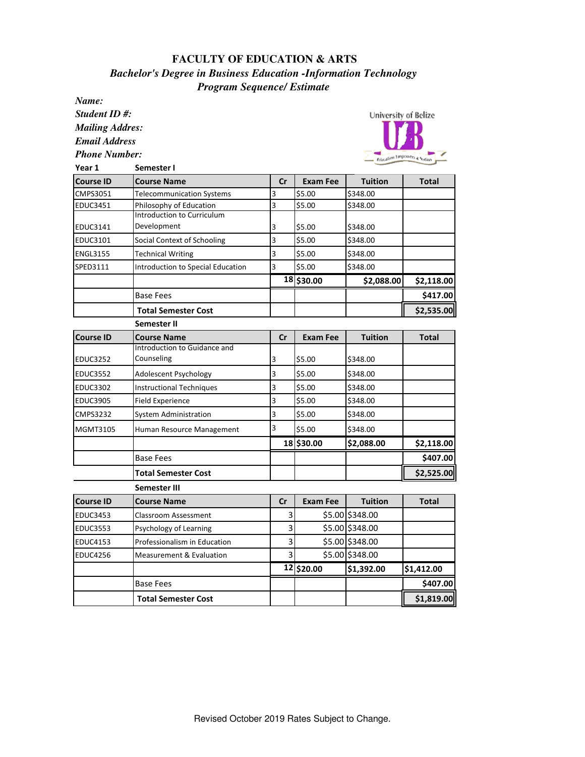# FACULTY OF EDUCATION & ARTS

## *Bachelor's Degree in Business Education -Information Technology*

### *Program Sequence/ Estimate*

***Name:***

***Student ID #:***

***Mailing Addres:***

***Email Address***

***Phone Number:***

University of Belize

**Year 1** **Semester I**

| Course ID | Course Name | Cr | Exam Fee | Tuition | Total |
|---|---|---|---|---|---|
| CMPS3051 | Telecommunication Systems | 3 | $5.00 | $348.00 | |
| EDUC3451 | Philosophy of Education | 3 | $5.00 | $348.00 | |
| EDUC3141 | Introduction to Curriculum Development | 3 | $5.00 | $348.00 | |
| EDUC3101 | Social Context of Schooling | 3 | $5.00 | $348.00 | |
| ENGL3155 | Technical Writing | 3 | $5.00 | $348.00 | |
| SPED3111 | Introduction to Special Education | 3 | $5.00 | $348.00 | |
| | | **18** | **$30.00** | **$2,088.00** | **$2,118.00** |
| | Base Fees | | | | **$417.00** |
| | **Total Semester Cost** | | | | **$2,535.00** |

**Semester II**

| Course ID | Course Name | Cr | Exam Fee | Tuition | Total |
|---|---|---|---|---|---|
| EDUC3252 | Introduction to Guidance and Counseling | 3 | $5.00 | $348.00 | |
| EDUC3552 | Adolescent Psychology | 3 | $5.00 | $348.00 | |
| EDUC3302 | Instructional Techniques | 3 | $5.00 | $348.00 | |
| EDUC3905 | Field Experience | 3 | $5.00 | $348.00 | |
| CMPS3232 | System Administration | 3 | $5.00 | $348.00 | |
| MGMT3105 | Human Resource Management | 3 | $5.00 | $348.00 | |
| | | **18** | **$30.00** | **$2,088.00** | **$2,118.00** |
| | Base Fees | | | | **$407.00** |
| | **Total Semester Cost** | | | | **$2,525.00** |

**Semester III**

| Course ID | Course Name | Cr | Exam Fee | Tuition | Total |
|---|---|---|---|---|---|
| EDUC3453 | Classroom Assessment | 3 | $5.00 | $348.00 | |
| EDUC3553 | Psychology of Learning | 3 | $5.00 | $348.00 | |
| EDUC4153 | Professionalism in Education | 3 | $5.00 | $348.00 | |
| EDUC4256 | Measurement & Evaluation | 3 | $5.00 | $348.00 | |
| | | **12** | **$20.00** | **$1,392.00** | **$1,412.00** |
| | Base Fees | | | | **$407.00** |
| | **Total Semester Cost** | | | | **$1,819.00** |

Revised October 2019 Rates Subject to Change.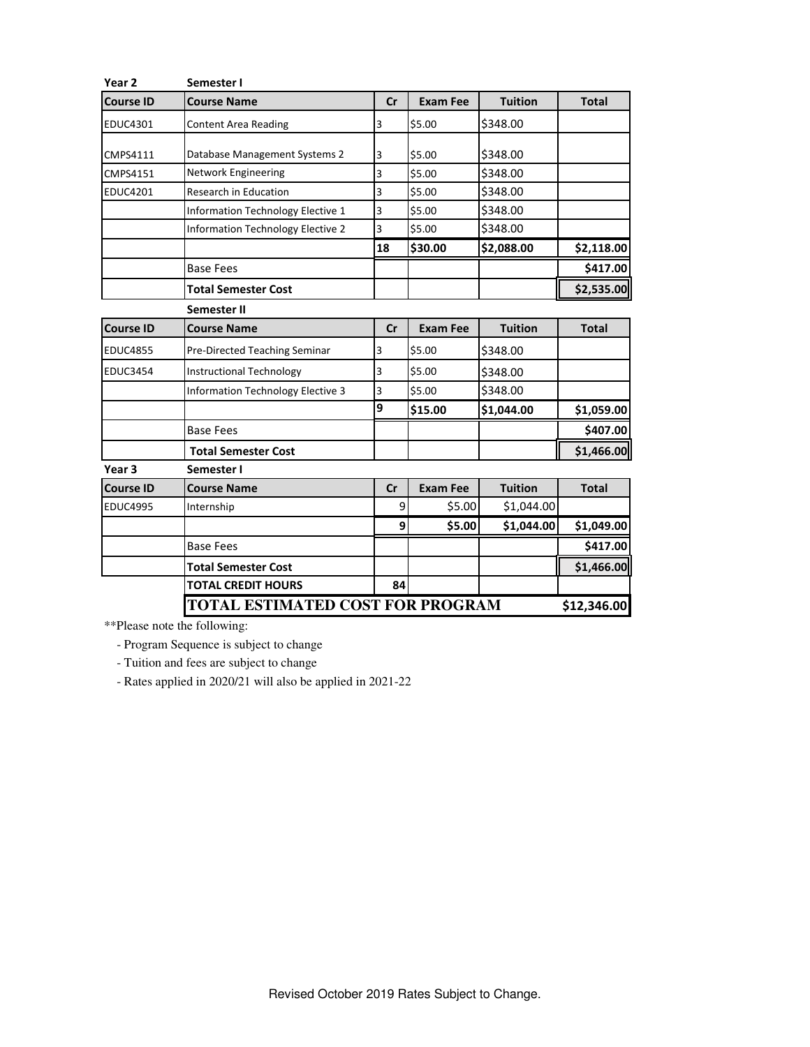| Year 2 | Semester I | | | | |
|---|---|---|---|---|---|
| **Course ID** | **Course Name** | **Cr** | **Exam Fee** | **Tuition** | **Total** |
| EDUC4301 | Content Area Reading | 3 | $5.00 | $348.00 | |
| CMPS4111 | Database Management Systems 2 | 3 | $5.00 | $348.00 | |
| CMPS4151 | Network Engineering | 3 | $5.00 | $348.00 | |
| EDUC4201 | Research in Education | 3 | $5.00 | $348.00 | |
| | Information Technology Elective 1 | 3 | $5.00 | $348.00 | |
| | Information Technology Elective 2 | 3 | $5.00 | $348.00 | |
| | | **18** | **$30.00** | **$2,088.00** | **$2,118.00** |
| | Base Fees | | | | **$417.00** |
| | **Total Semester Cost** | | | | **$2,535.00** |

| | Semester II | | | | |
|---|---|---|---|---|---|
| **Course ID** | **Course Name** | **Cr** | **Exam Fee** | **Tuition** | **Total** |
| EDUC4855 | Pre-Directed Teaching Seminar | 3 | $5.00 | $348.00 | |
| EDUC3454 | Instructional Technology | 3 | $5.00 | $348.00 | |
| | Information Technology Elective 3 | 3 | $5.00 | $348.00 | |
| | | **9** | **$15.00** | **$1,044.00** | **$1,059.00** |
| | Base Fees | | | | **$407.00** |
| | **Total Semester Cost** | | | | **$1,466.00** |

| Year 3 | Semester I | | | | |
|---|---|---|---|---|---|
| **Course ID** | **Course Name** | **Cr** | **Exam Fee** | **Tuition** | **Total** |
| EDUC4995 | Internship | 9 | $5.00 | $1,044.00 | |
| | | **9** | **$5.00** | **$1,044.00** | **$1,049.00** |
| | Base Fees | | | | **$417.00** |
| | **Total Semester Cost** | | | | **$1,466.00** |
| | **TOTAL CREDIT HOURS** | **84** | | | |
| | **TOTAL ESTIMATED COST FOR PROGRAM** | | | | **$12,346.00** |

**Please note the following:

- Program Sequence is subject to change
- Tuition and fees are subject to change
- Rates applied in 2020/21 will also be applied in 2021-22

Revised October 2019 Rates Subject to Change.